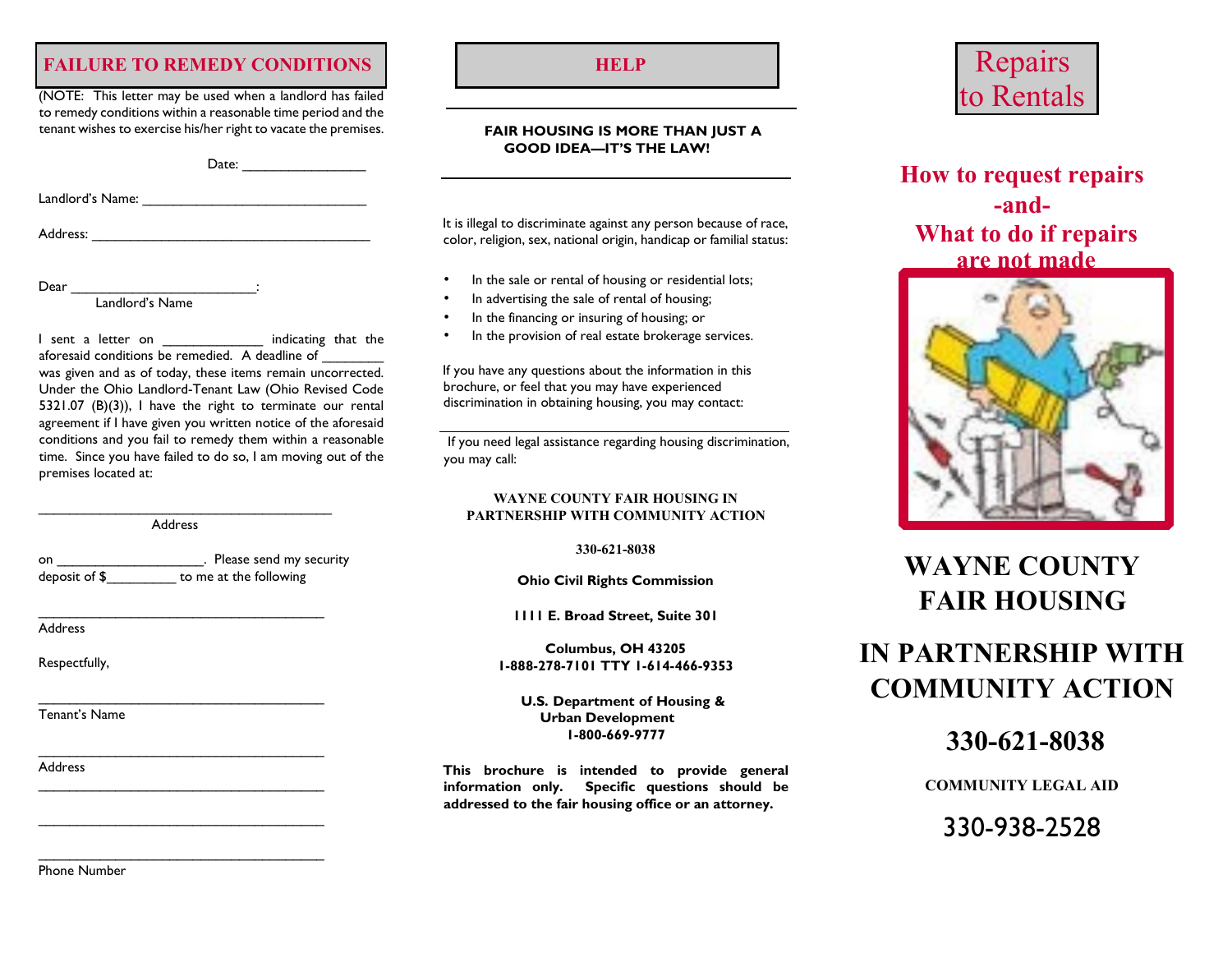## FAILURE TO REMEDY CONDITIONS

(NOTE: This letter may be used when a landlord has failed to remedy conditions within a reasonable time period and the tenant wishes to exercise his/her right to vacate the premises.

Date: ________________

Landlord's Name: ______________________________

Address: ______________________________________

Dear _________________________:
Landlord's Name

I sent a letter on ______________ indicating that the aforesaid conditions be remedied. A deadline of ________ was given and as of today, these items remain uncorrected. Under the Ohio Landlord-Tenant Law (Ohio Revised Code 5321.07 (B)(3)), I have the right to terminate our rental agreement if I have given you written notice of the aforesaid conditions and you fail to remedy them within a reasonable time. Since you have failed to do so, I am moving out of the premises located at:

________________________________________
Address

on ____________________. Please send my security deposit of $_________ to me at the following

________________________________________
Address

Respectfully,

________________________________________
Tenant's Name

________________________________________
Address

________________________________________

________________________________________

________________________________________
Phone Number

## HELP

**FAIR HOUSING IS MORE THAN JUST A GOOD IDEA—IT'S THE LAW!**

It is illegal to discriminate against any person because of race, color, religion, sex, national origin, handicap or familial status:

- In the sale or rental of housing or residential lots;
- In advertising the sale of rental of housing;
- In the financing or insuring of housing; or
- In the provision of real estate brokerage services.

If you have any questions about the information in this brochure, or feel that you may have experienced discrimination in obtaining housing, you may contact:

If you need legal assistance regarding housing discrimination, you may call:

**WAYNE COUNTY FAIR HOUSING IN PARTNERSHIP WITH COMMUNITY ACTION**

**330-621-8038**

**Ohio Civil Rights Commission**

**1111 E. Broad Street, Suite 301**

**Columbus, OH 43205**
**1-888-278-7101 TTY 1-614-466-9353**

**U.S. Department of Housing & Urban Development**
**1-800-669-9777**

**This brochure is intended to provide general information only. Specific questions should be addressed to the fair housing office or an attorney.**

# Repairs to Rentals

## How to request repairs -and- What to do if repairs are not made

# WAYNE COUNTY FAIR HOUSING

# IN PARTNERSHIP WITH COMMUNITY ACTION

## 330-621-8038

**COMMUNITY LEGAL AID**

## 330-938-2528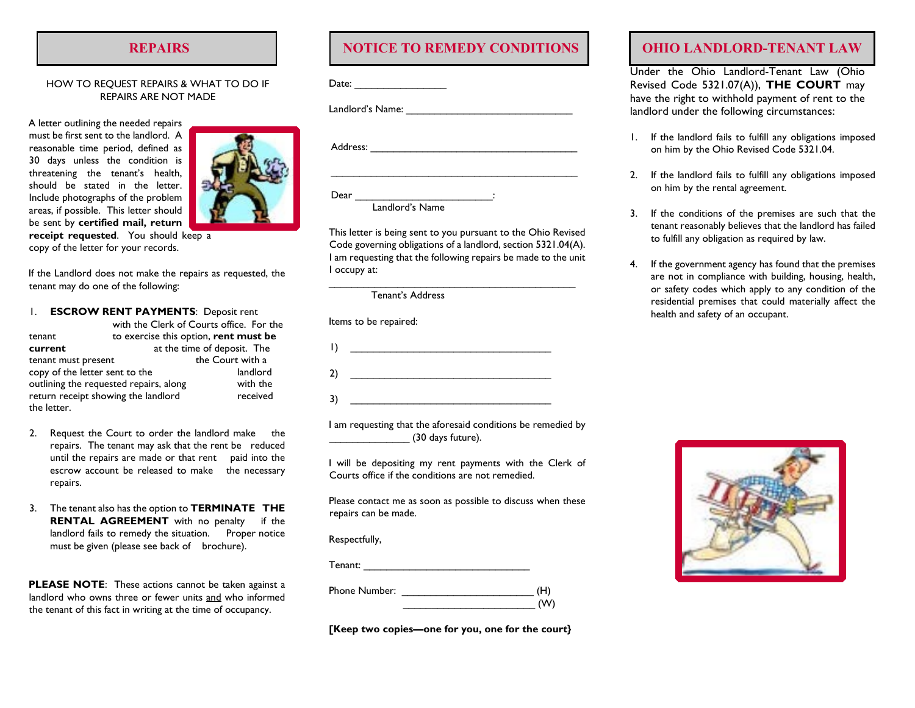## REPAIRS

HOW TO REQUEST REPAIRS & WHAT TO DO IF REPAIRS ARE NOT MADE

A letter outlining the needed repairs must be first sent to the landlord. A reasonable time period, defined as 30 days unless the condition is threatening the tenant's health, should be stated in the letter. Include photographs of the problem areas, if possible. This letter should be sent by **certified mail, return receipt requested**. You should keep a copy of the letter for your records.

If the Landlord does not make the repairs as requested, the tenant may do one of the following:

1. **ESCROW RENT PAYMENTS**: Deposit rent with the Clerk of Courts office. For the tenant to exercise this option, **rent must be current** at the time of deposit. The tenant must present the Court with a copy of the letter sent to the landlord outlining the requested repairs, along with the return receipt showing the landlord received the letter.

2. Request the Court to order the landlord make the repairs. The tenant may ask that the rent be reduced until the repairs are made or that rent paid into the escrow account be released to make the necessary repairs.

3. The tenant also has the option to **TERMINATE THE RENTAL AGREEMENT** with no penalty if the landlord fails to remedy the situation. Proper notice must be given (please see back of brochure).

**PLEASE NOTE**: These actions cannot be taken against a landlord who owns three or fewer units and who informed the tenant of this fact in writing at the time of occupancy.

## NOTICE TO REMEDY CONDITIONS

Date: ________________

Landlord's Name: ______________________________

Address: ______________________________________

_______________________________________________

Dear ________________________:
Landlord's Name

This letter is being sent to you pursuant to the Ohio Revised Code governing obligations of a landlord, section 5321.04(A). I am requesting that the following repairs be made to the unit I occupy at:

_______________________________________________
Tenant's Address

Items to be repaired:

1) _____________________________________

2) _____________________________________

3) _____________________________________

I am requesting that the aforesaid conditions be remedied by ______________ (30 days future).

I will be depositing my rent payments with the Clerk of Courts office if the conditions are not remedied.

Please contact me as soon as possible to discuss when these repairs can be made.

Respectfully,

Tenant: ______________________________

Phone Number: ________________________ (H)
________________________ (W)

**[Keep two copies—one for you, one for the court}**

## OHIO LANDLORD-TENANT LAW

Under the Ohio Landlord-Tenant Law (Ohio Revised Code 5321.07(A)), **THE COURT** may have the right to withhold payment of rent to the landlord under the following circumstances:

1. If the landlord fails to fulfill any obligations imposed on him by the Ohio Revised Code 5321.04.

2. If the landlord fails to fulfill any obligations imposed on him by the rental agreement.

3. If the conditions of the premises are such that the tenant reasonably believes that the landlord has failed to fulfill any obligation as required by law.

4. If the government agency has found that the premises are not in compliance with building, housing, health, or safety codes which apply to any condition of the residential premises that could materially affect the health and safety of an occupant.